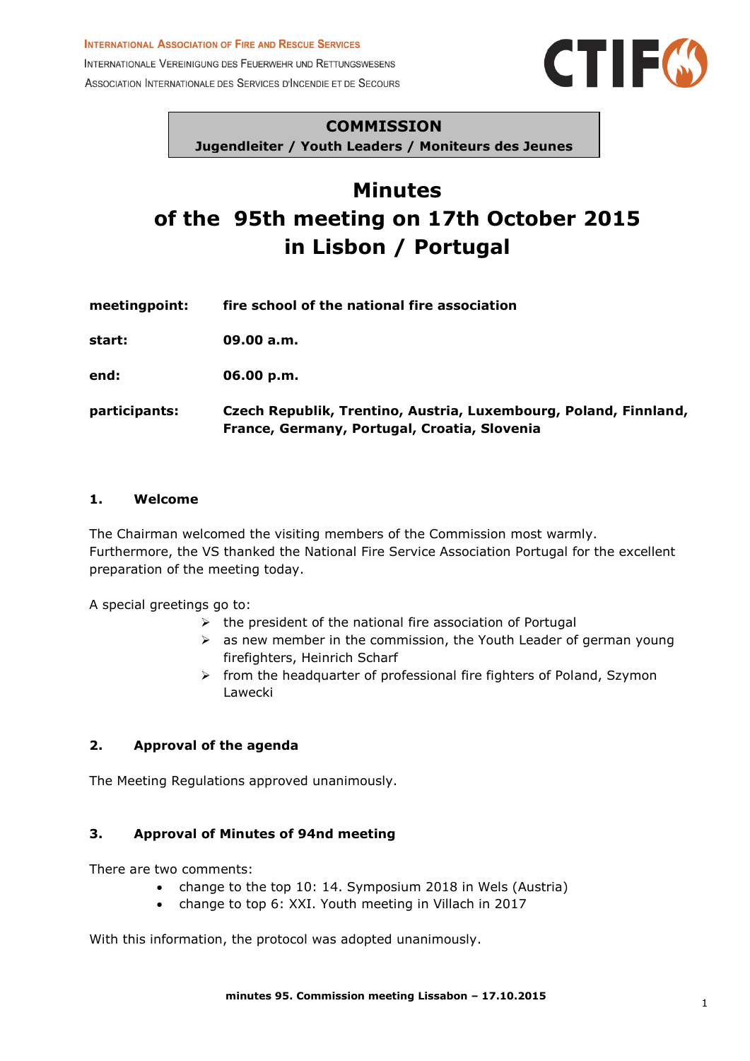INTERNATIONAL ASSOCIATION OF FIRE AND RESCUE SERVICES
INTERNATIONALE VEREINIGUNG DES FEUERWEHR UND RETTUNGSWESENS
ASSOCIATION INTERNATIONALE DES SERVICES D'INCENDIE ET DE SECOURS

**COMMISSION**
**Jugendleiter / Youth Leaders / Moniteurs des Jeunes**

# Minutes
# of the 95th meeting on 17th October 2015
# in Lisbon / Portugal

**meetingpoint:** **fire school of the national fire association**

**start:** **09.00 a.m.**

**end:** **06.00 p.m.**

**participants:** **Czech Republik, Trentino, Austria, Luxembourg, Poland, Finnland, France, Germany, Portugal, Croatia, Slovenia**

## 1. Welcome

The Chairman welcomed the visiting members of the Commission most warmly. Furthermore, the VS thanked the National Fire Service Association Portugal for the excellent preparation of the meeting today.

A special greetings go to:

- the president of the national fire association of Portugal
- as new member in the commission, the Youth Leader of german young firefighters, Heinrich Scharf
- from the headquarter of professional fire fighters of Poland, Szymon Lawecki

## 2. Approval of the agenda

The Meeting Regulations approved unanimously.

## 3. Approval of Minutes of 94nd meeting

There are two comments:

- change to the top 10: 14. Symposium 2018 in Wels (Austria)
- change to top 6: XXI. Youth meeting in Villach in 2017

With this information, the protocol was adopted unanimously.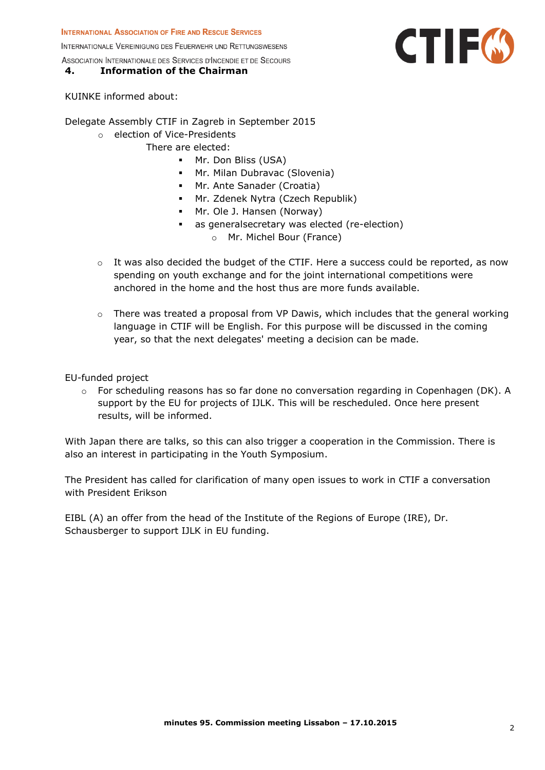## 4. Information of the Chairman

KUINKE informed about:

Delegate Assembly CTIF in Zagreb in September 2015

- election of Vice-Presidents

  There are elected:

  - Mr. Don Bliss (USA)
  - Mr. Milan Dubravac (Slovenia)
  - Mr. Ante Sanader (Croatia)
  - Mr. Zdenek Nytra (Czech Republik)
  - Mr. Ole J. Hansen (Norway)
  - as generalsecretary was elected (re-election)
    - Mr. Michel Bour (France)

- It was also decided the budget of the CTIF. Here a success could be reported, as now spending on youth exchange and for the joint international competitions were anchored in the home and the host thus are more funds available.

- There was treated a proposal from VP Dawis, which includes that the general working language in CTIF will be English. For this purpose will be discussed in the coming year, so that the next delegates' meeting a decision can be made.

EU-funded project

- For scheduling reasons has so far done no conversation regarding in Copenhagen (DK). A support by the EU for projects of IJLK. This will be rescheduled. Once here present results, will be informed.

With Japan there are talks, so this can also trigger a cooperation in the Commission. There is also an interest in participating in the Youth Symposium.

The President has called for clarification of many open issues to work in CTIF a conversation with President Erikson

EIBL (A) an offer from the head of the Institute of the Regions of Europe (IRE), Dr. Schausberger to support IJLK in EU funding.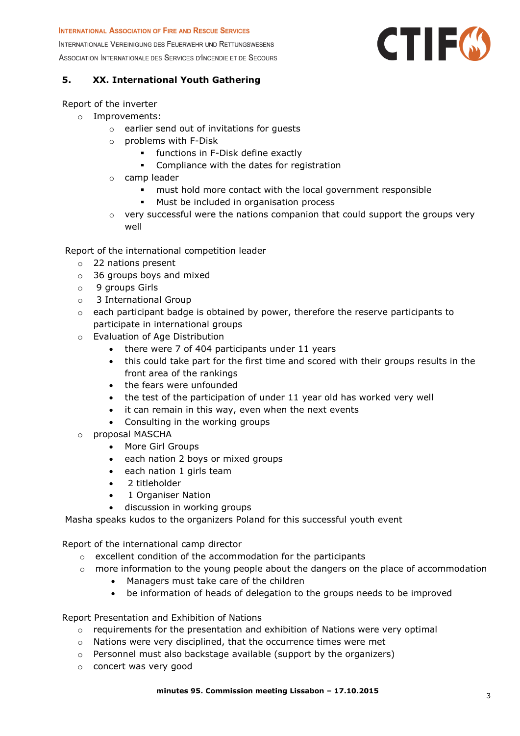## 5. XX. International Youth Gathering

Report of the inverter

- Improvements:
  - earlier send out of invitations for guests
  - problems with F-Disk
    - functions in F-Disk define exactly
    - Compliance with the dates for registration
  - camp leader
    - must hold more contact with the local government responsible
    - Must be included in organisation process
  - very successful were the nations companion that could support the groups very well

Report of the international competition leader

- 22 nations present
- 36 groups boys and mixed
- 9 groups Girls
- 3 International Group
- each participant badge is obtained by power, therefore the reserve participants to participate in international groups
- Evaluation of Age Distribution
  - there were 7 of 404 participants under 11 years
  - this could take part for the first time and scored with their groups results in the front area of the rankings
  - the fears were unfounded
  - the test of the participation of under 11 year old has worked very well
  - it can remain in this way, even when the next events
  - Consulting in the working groups
- proposal MASCHA
  - More Girl Groups
  - each nation 2 boys or mixed groups
  - each nation 1 girls team
  - 2 titleholder
  - 1 Organiser Nation
  - discussion in working groups

Masha speaks kudos to the organizers Poland for this successful youth event

Report of the international camp director

- excellent condition of the accommodation for the participants
- more information to the young people about the dangers on the place of accommodation
  - Managers must take care of the children
  - be information of heads of delegation to the groups needs to be improved

Report Presentation and Exhibition of Nations

- requirements for the presentation and exhibition of Nations were very optimal
- Nations were very disciplined, that the occurrence times were met
- Personnel must also backstage available (support by the organizers)
- concert was very good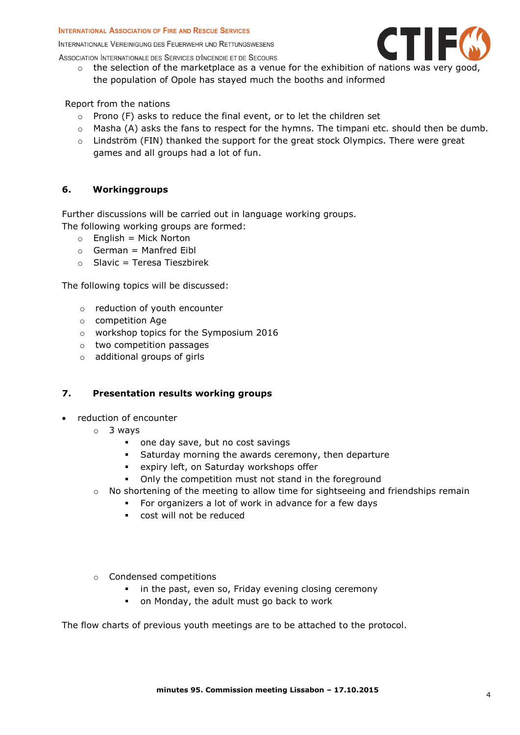- the selection of the marketplace as a venue for the exhibition of nations was very good, the population of Opole has stayed much the booths and informed

Report from the nations

- Prono (F) asks to reduce the final event, or to let the children set
- Masha (A) asks the fans to respect for the hymns. The timpani etc. should then be dumb.
- Lindström (FIN) thanked the support for the great stock Olympics. There were great games and all groups had a lot of fun.

## 6. Workinggroups

Further discussions will be carried out in language working groups.
The following working groups are formed:

- English = Mick Norton
- German = Manfred Eibl
- Slavic = Teresa Tieszbirek

The following topics will be discussed:

- reduction of youth encounter
- competition Age
- workshop topics for the Symposium 2016
- two competition passages
- additional groups of girls

## 7. Presentation results working groups

- reduction of encounter
  - 3 ways
    - one day save, but no cost savings
    - Saturday morning the awards ceremony, then departure
    - expiry left, on Saturday workshops offer
    - Only the competition must not stand in the foreground
  - No shortening of the meeting to allow time for sightseeing and friendships remain
    - For organizers a lot of work in advance for a few days
    - cost will not be reduced

  - Condensed competitions
    - in the past, even so, Friday evening closing ceremony
    - on Monday, the adult must go back to work

The flow charts of previous youth meetings are to be attached to the protocol.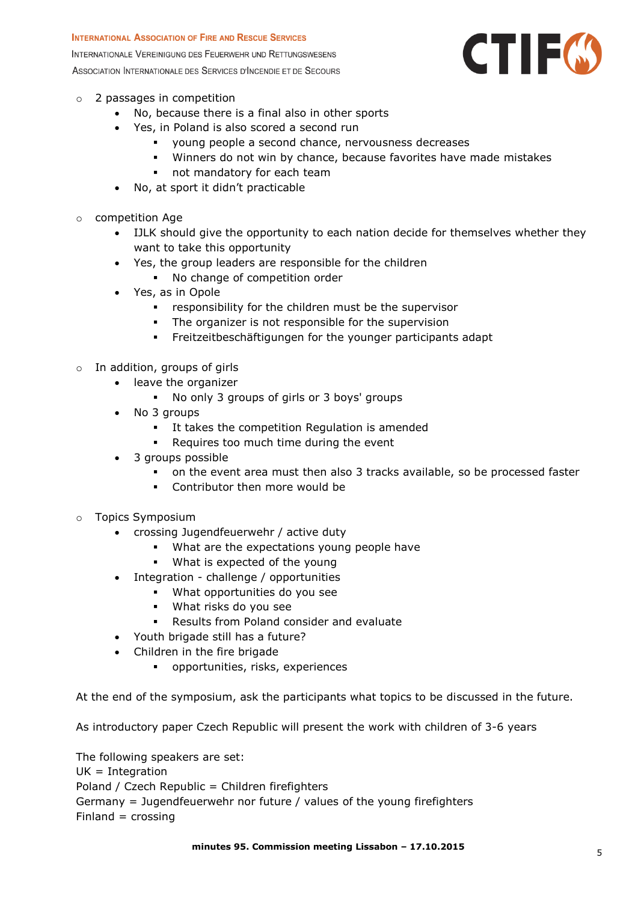- 2 passages in competition
  - No, because there is a final also in other sports
  - Yes, in Poland is also scored a second run
    - young people a second chance, nervousness decreases
    - Winners do not win by chance, because favorites have made mistakes
    - not mandatory for each team
  - No, at sport it didn't practicable

- competition Age
  - IJLK should give the opportunity to each nation decide for themselves whether they want to take this opportunity
  - Yes, the group leaders are responsible for the children
    - No change of competition order
  - Yes, as in Opole
    - responsibility for the children must be the supervisor
    - The organizer is not responsible for the supervision
    - Freitzeitbeschäftigungen for the younger participants adapt

- In addition, groups of girls
  - leave the organizer
    - No only 3 groups of girls or 3 boys' groups
  - No 3 groups
    - It takes the competition Regulation is amended
    - Requires too much time during the event
  - 3 groups possible
    - on the event area must then also 3 tracks available, so be processed faster
    - Contributor then more would be

- Topics Symposium
  - crossing Jugendfeuerwehr / active duty
    - What are the expectations young people have
    - What is expected of the young
  - Integration - challenge / opportunities
    - What opportunities do you see
    - What risks do you see
    - Results from Poland consider and evaluate
  - Youth brigade still has a future?
  - Children in the fire brigade
    - opportunities, risks, experiences

At the end of the symposium, ask the participants what topics to be discussed in the future.

As introductory paper Czech Republic will present the work with children of 3-6 years

The following speakers are set:
UK = Integration
Poland / Czech Republic = Children firefighters
Germany = Jugendfeuerwehr nor future / values of the young firefighters
Finland = crossing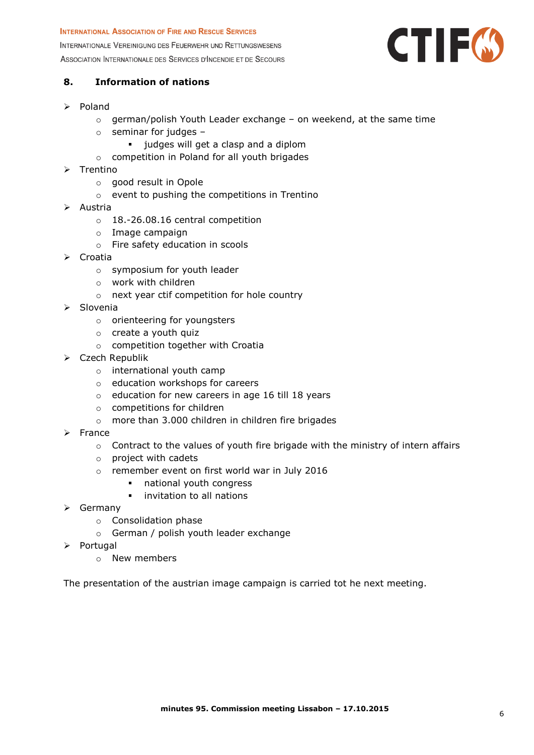## 8. Information of nations

- Poland
  - german/polish Youth Leader exchange – on weekend, at the same time
  - seminar for judges –
    - judges will get a clasp and a diplom
  - competition in Poland for all youth brigades
- Trentino
  - good result in Opole
  - event to pushing the competitions in Trentino
- Austria
  - 18.-26.08.16 central competition
  - Image campaign
  - Fire safety education in scools
- Croatia
  - symposium for youth leader
  - work with children
  - next year ctif competition for hole country
- Slovenia
  - orienteering for youngsters
  - create a youth quiz
  - competition together with Croatia
- Czech Republik
  - international youth camp
  - education workshops for careers
  - education for new careers in age 16 till 18 years
  - competitions for children
  - more than 3.000 children in children fire brigades
- France
  - Contract to the values of youth fire brigade with the ministry of intern affairs
  - project with cadets
  - remember event on first world war in July 2016
    - national youth congress
    - invitation to all nations
- Germany
  - Consolidation phase
  - German / polish youth leader exchange
- Portugal
  - New members

The presentation of the austrian image campaign is carried tot he next meeting.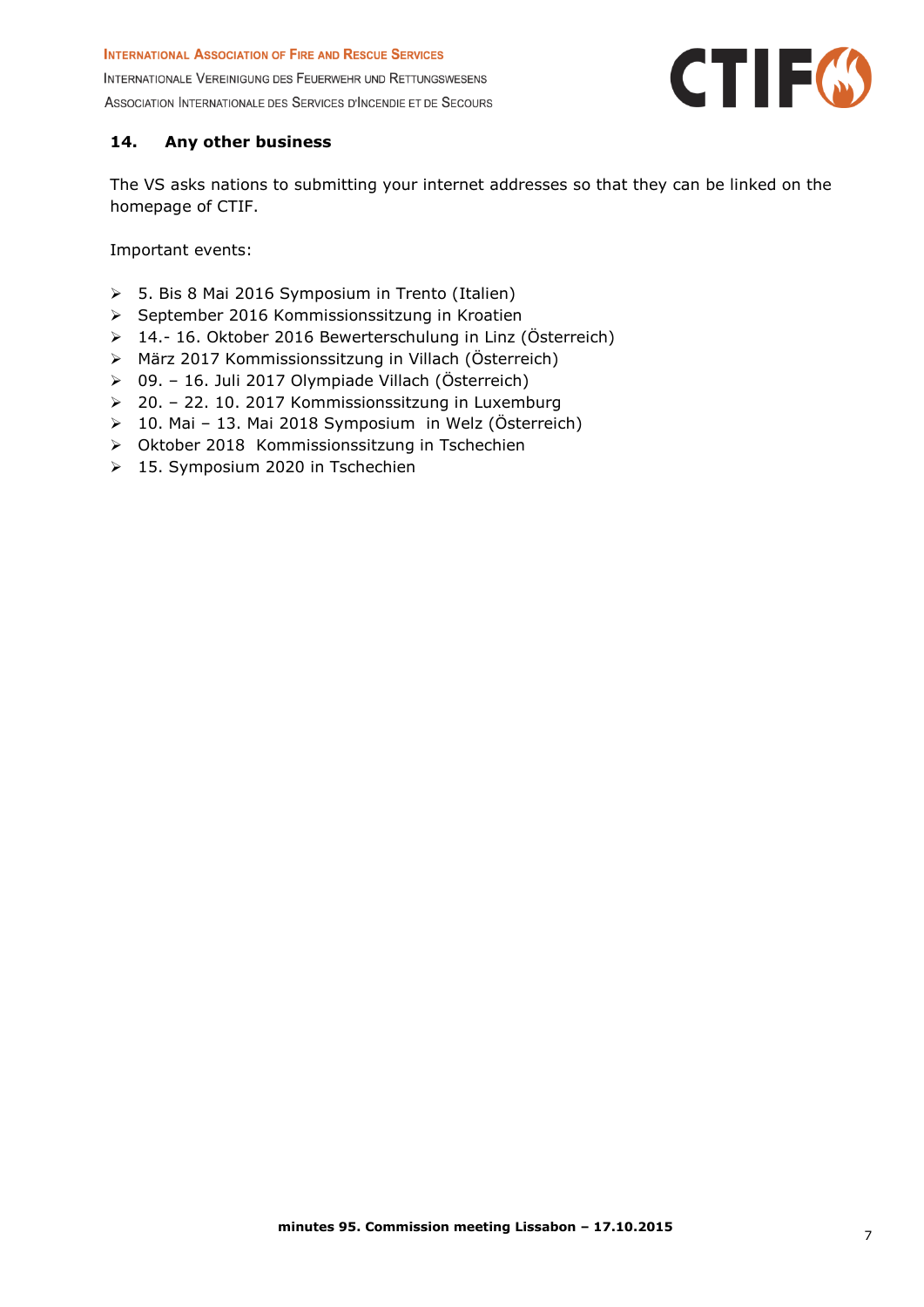## 14. Any other business

The VS asks nations to submitting your internet addresses so that they can be linked on the homepage of CTIF.

Important events:

- 5. Bis 8 Mai 2016 Symposium in Trento (Italien)
- September 2016 Kommissionssitzung in Kroatien
- 14.- 16. Oktober 2016 Bewerterschulung in Linz (Österreich)
- März 2017 Kommissionssitzung in Villach (Österreich)
- 09. – 16. Juli 2017 Olympiade Villach (Österreich)
- 20. – 22. 10. 2017 Kommissionssitzung in Luxemburg
- 10. Mai – 13. Mai 2018 Symposium in Welz (Österreich)
- Oktober 2018 Kommissionssitzung in Tschechien
- 15. Symposium 2020 in Tschechien